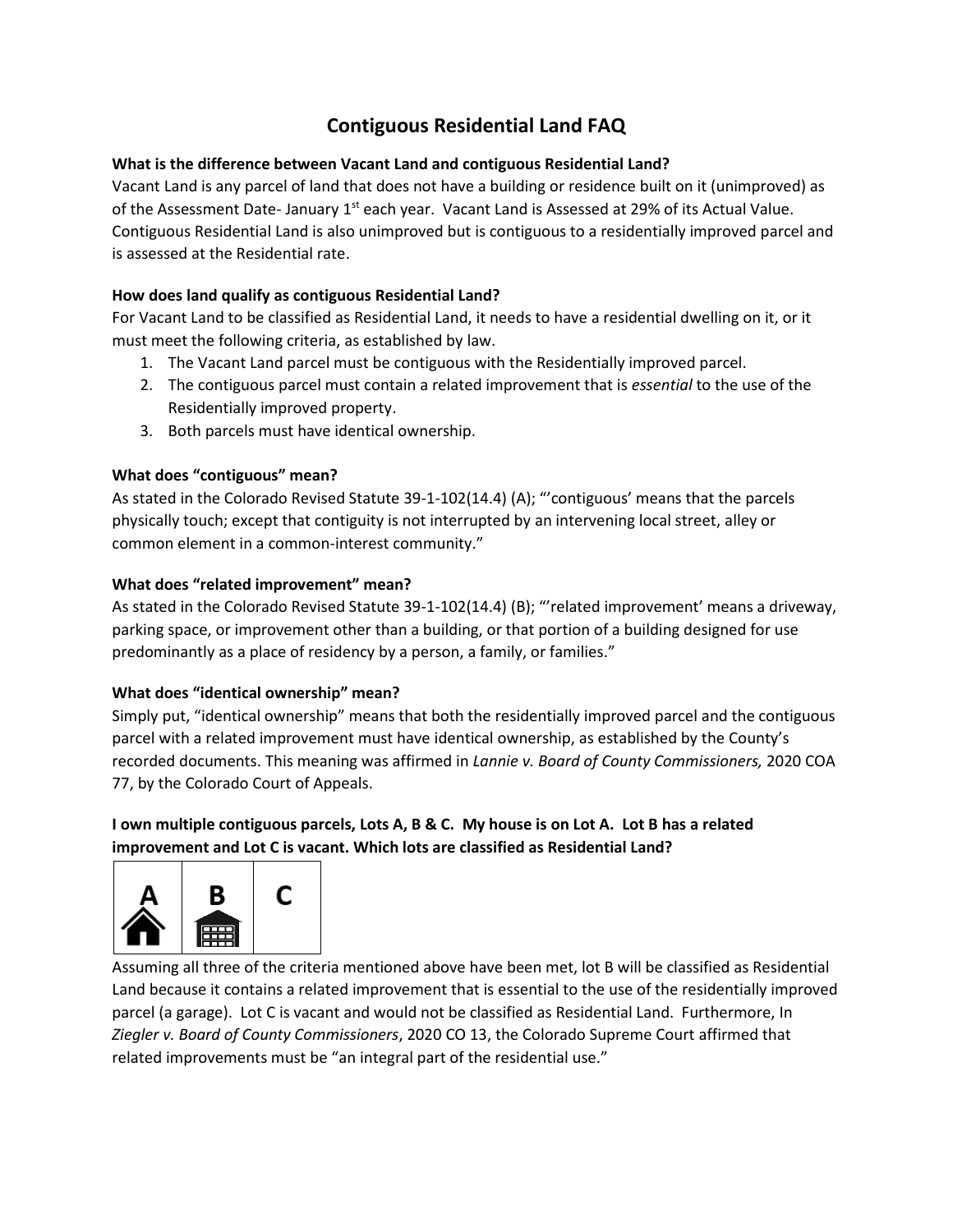# Contiguous Residential Land FAQ

**What is the difference between Vacant Land and contiguous Residential Land?**

Vacant Land is any parcel of land that does not have a building or residence built on it (unimproved) as of the Assessment Date- January 1st each year. Vacant Land is Assessed at 29% of its Actual Value. Contiguous Residential Land is also unimproved but is contiguous to a residentially improved parcel and is assessed at the Residential rate.

**How does land qualify as contiguous Residential Land?**

For Vacant Land to be classified as Residential Land, it needs to have a residential dwelling on it, or it must meet the following criteria, as established by law.

1. The Vacant Land parcel must be contiguous with the Residentially improved parcel.
2. The contiguous parcel must contain a related improvement that is *essential* to the use of the Residentially improved property.
3. Both parcels must have identical ownership.

**What does "contiguous" mean?**

As stated in the Colorado Revised Statute 39-1-102(14.4) (A); "'contiguous' means that the parcels physically touch; except that contiguity is not interrupted by an intervening local street, alley or common element in a common-interest community."

**What does "related improvement" mean?**

As stated in the Colorado Revised Statute 39-1-102(14.4) (B); "'related improvement' means a driveway, parking space, or improvement other than a building, or that portion of a building designed for use predominantly as a place of residency by a person, a family, or families."

**What does "identical ownership" mean?**

Simply put, "identical ownership" means that both the residentially improved parcel and the contiguous parcel with a related improvement must have identical ownership, as established by the County's recorded documents. This meaning was affirmed in *Lannie v. Board of County Commissioners,* 2020 COA 77, by the Colorado Court of Appeals.

**I own multiple contiguous parcels, Lots A, B & C. My house is on Lot A. Lot B has a related improvement and Lot C is vacant. Which lots are classified as Residential Land?**

| A | B | C |
|---|---|---|

Assuming all three of the criteria mentioned above have been met, lot B will be classified as Residential Land because it contains a related improvement that is essential to the use of the residentially improved parcel (a garage). Lot C is vacant and would not be classified as Residential Land. Furthermore, In *Ziegler v. Board of County Commissioners*, 2020 CO 13, the Colorado Supreme Court affirmed that related improvements must be "an integral part of the residential use."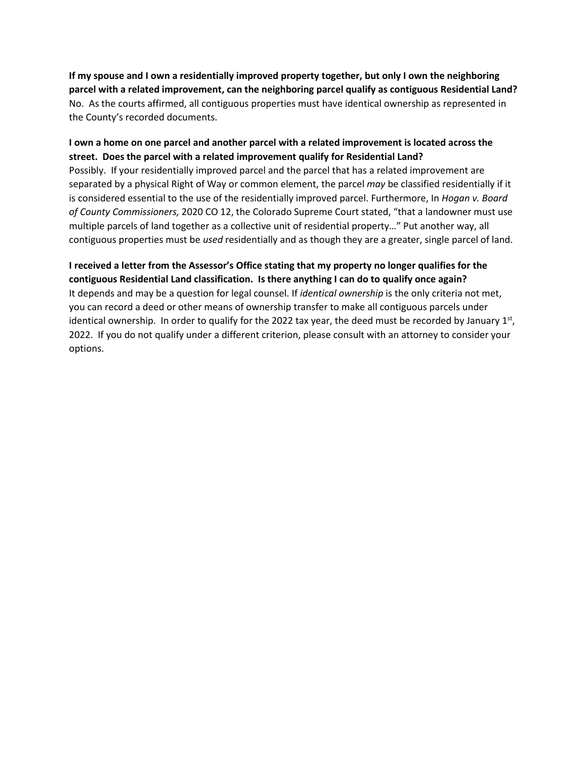**If my spouse and I own a residentially improved property together, but only I own the neighboring parcel with a related improvement, can the neighboring parcel qualify as contiguous Residential Land?**
No. As the courts affirmed, all contiguous properties must have identical ownership as represented in the County's recorded documents.

**I own a home on one parcel and another parcel with a related improvement is located across the street. Does the parcel with a related improvement qualify for Residential Land?**
Possibly. If your residentially improved parcel and the parcel that has a related improvement are separated by a physical Right of Way or common element, the parcel *may* be classified residentially if it is considered essential to the use of the residentially improved parcel. Furthermore, In *Hogan v. Board of County Commissioners,* 2020 CO 12, the Colorado Supreme Court stated, "that a landowner must use multiple parcels of land together as a collective unit of residential property…" Put another way, all contiguous properties must be *used* residentially and as though they are a greater, single parcel of land.

**I received a letter from the Assessor's Office stating that my property no longer qualifies for the contiguous Residential Land classification. Is there anything I can do to qualify once again?**
It depends and may be a question for legal counsel. If *identical ownership* is the only criteria not met, you can record a deed or other means of ownership transfer to make all contiguous parcels under identical ownership. In order to qualify for the 2022 tax year, the deed must be recorded by January 1st, 2022. If you do not qualify under a different criterion, please consult with an attorney to consider your options.